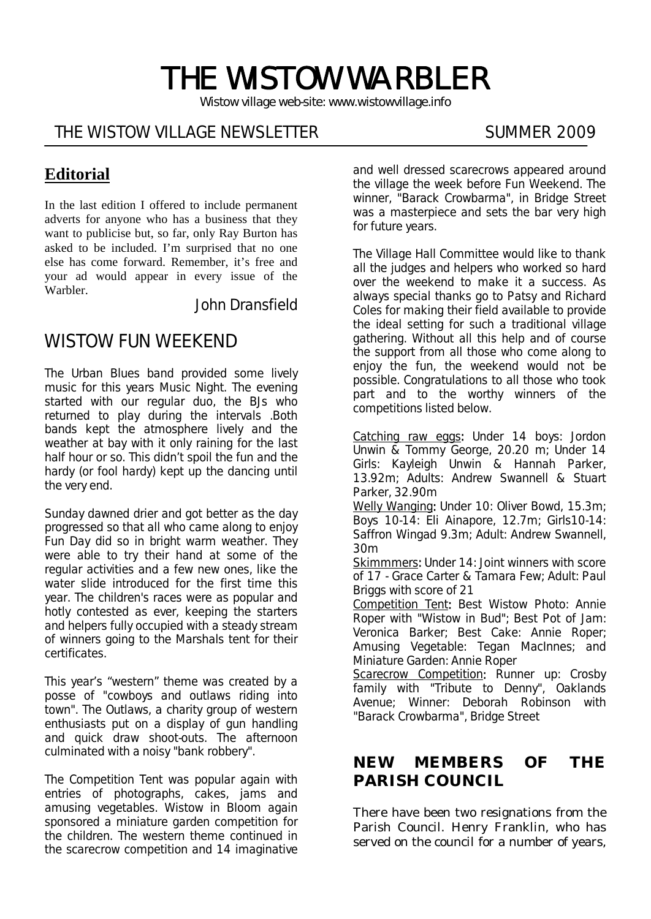# THE WISTOW WARBLER

Wistow village web-site: www.wistowvillage.info

THE WISTOW VILLAGE NEWSLETTER SUMMER 2009

## Editorial

In the last edition I offered to include permanent adverts for anyone who has a business that they want to publicise but, so far, only Ray Burton has asked to be included. I'm surprised that no one else has come forward. Remember, it's free and your ad would appear in every issue of the Warbler.

John Dransfield

## WISTOW FUN WEEKEND

The Urban Blues band provided some lively music for this years Music Night. The evening started with our regular duo, the BJs who returned to play during the intervals .Both bands kept the atmosphere lively and the weather at bay with it only raining for the last half hour or so. This didn't spoil the fun and the hardy (or fool hardy) kept up the dancing until the very end.

Sunday dawned drier and got better as the day progressed so that all who came along to enjoy Fun Day did so in bright warm weather. They were able to try their hand at some of the regular activities and a few new ones, like the water slide introduced for the first time this year. The children's races were as popular and hotly contested as ever, keeping the starters and helpers fully occupied with a steady stream of winners going to the Marshals tent for their certificates.

This year's "western" theme was created by a posse of "cowboys and outlaws riding into town". The Outlaws, a charity group of western enthusiasts put on a display of gun handling and quick draw shoot-outs. The afternoon culminated with a noisy "bank robbery".

The Competition Tent was popular again with entries of photographs, cakes, jams and amusing vegetables. Wistow in Bloom again sponsored a miniature garden competition for the children. The western theme continued in the scarecrow competition and 14 imaginative and well dressed scarecrows appeared around the village the week before Fun Weekend. The winner, "Barack Crowbarma", in Bridge Street was a masterpiece and sets the bar very high for future years.

The Village Hall Committee would like to thank all the judges and helpers who worked so hard over the weekend to make it a success. As always special thanks go to Patsy and Richard Coles for making their field available to provide the ideal setting for such a traditional village gathering. Without all this help and of course the support from all those who come along to enjoy the fun, the weekend would not be possible. Congratulations to all those who took part and to the worthy winners of the competitions listed below.

Catching raw eggs: Under 14 boys: Jordon Unwin & Tommy George, 20.20 m; Under 14 Girls: Kayleigh Unwin & Hannah Parker, 13.92m; Adults: Andrew Swannell & Stuart Parker, 32.90m

Welly Wanging: Under 10: Oliver Bowd, 15.3m; Boys 10-14: Eli Ainapore, 12.7m; Girls10-14: Saffron Wingad 9.3m; Adult: Andrew Swannell, 30m

Skimmmers: Under 14: Joint winners with score of 17 - Grace Carter & Tamara Few; Adult: Paul Briggs with score of 21

Competition Tent: Best Wistow Photo: Annie Roper with "Wistow in Bud"; Best Pot of Jam: Veronica Barker; Best Cake: Annie Roper; Amusing Vegetable: Tegan MacInnes; and Miniature Garden: Annie Roper

Scarecrow Competition: Runner up: Crosby family with "Tribute to Denny", Oaklands Avenue; Winner: Deborah Robinson with "Barack Crowbarma", Bridge Street

## NEW MEMBERS OF THE PARISH COUNCIL

There have been two resignations from the Parish Council. Henry Franklin, who has served on the council for a number of years,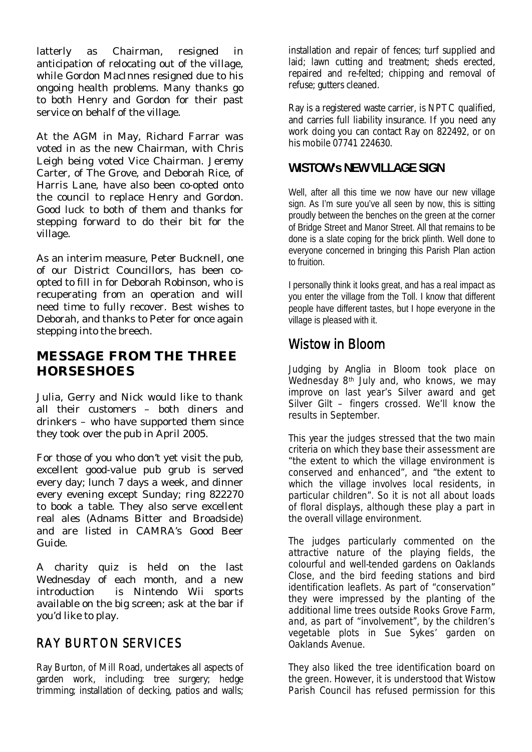latterly as Chairman, resigned in anticipation of relocating out of the village, while Gordon MacInnes resigned due to his ongoing health problems. Many thanks go to both Henry and Gordon for their past service on behalf of the village.

At the AGM in May, Richard Farrar was voted in as the new Chairman, with Chris Leigh being voted Vice Chairman. Jeremy Carter, of The Grove, and Deborah Rice, of Harris Lane, have also been co-opted onto the council to replace Henry and Gordon. Good luck to both of them and thanks for stepping forward to do their bit for the village.

As an interim measure, Peter Bucknell, one of our District Councillors, has been co-opted to fill in for Deborah Robinson, who is recuperating from an operation and will need time to fully recover. Best wishes to Deborah, and thanks to Peter for once again stepping into the breech.

## MESSAGE FROM THE THREE HORSESHOES

Julia, Gerry and Nick would like to thank all their customers – both diners and drinkers – who have supported them since they took over the pub in April 2005.

For those of you who don't yet visit the pub, excellent good-value pub grub is served every day; lunch 7 days a week, and dinner every evening except Sunday; ring 822270 to book a table. They also serve excellent real ales (Adnams Bitter and Broadside) and are listed in CAMRA's Good Beer Guide.

A charity quiz is held on the last Wednesday of each month, and a new introduction is Nintendo Wii sports available on the big screen; ask at the bar if you'd like to play.

## RAY BURTON SERVICES

Ray Burton, of Mill Road, undertakes all aspects of garden work, including: tree surgery; hedge trimming; installation of decking, patios and walls; installation and repair of fences; turf supplied and laid; lawn cutting and treatment; sheds erected, repaired and re-felted; chipping and removal of refuse; gutters cleaned.

Ray is a registered waste carrier, is NPTC qualified, and carries full liability insurance. If you need any work doing you can contact Ray on 822492, or on his mobile 07741 224630.

## WISTOW's NEW VILLAGE SIGN

Well, after all this time we now have our new village sign. As I'm sure you've all seen by now, this is sitting proudly between the benches on the green at the corner of Bridge Street and Manor Street. All that remains to be done is a slate coping for the brick plinth. Well done to everyone concerned in bringing this Parish Plan action to fruition.

I personally think it looks great, and has a real impact as you enter the village from the Toll. I know that different people have different tastes, but I hope everyone in the village is pleased with it.

## Wistow in Bloom

Judging by Anglia in Bloom took place on Wednesday 8th July and, who knows, we may improve on last year's Silver award and get Silver Gilt – fingers crossed. We'll know the results in September.

This year the judges stressed that the two main criteria on which they base their assessment are "the extent to which the village environment is conserved and enhanced", and "the extent to which the village involves local residents, in particular children". So it is not all about loads of floral displays, although these play a part in the overall village environment.

The judges particularly commented on the attractive nature of the playing fields, the colourful and well-tended gardens on Oaklands Close, and the bird feeding stations and bird identification leaflets. As part of "conservation" they were impressed by the planting of the additional lime trees outside Rooks Grove Farm, and, as part of "involvement", by the children's vegetable plots in Sue Sykes' garden on Oaklands Avenue.

They also liked the tree identification board on the green. However, it is understood that Wistow Parish Council has refused permission for this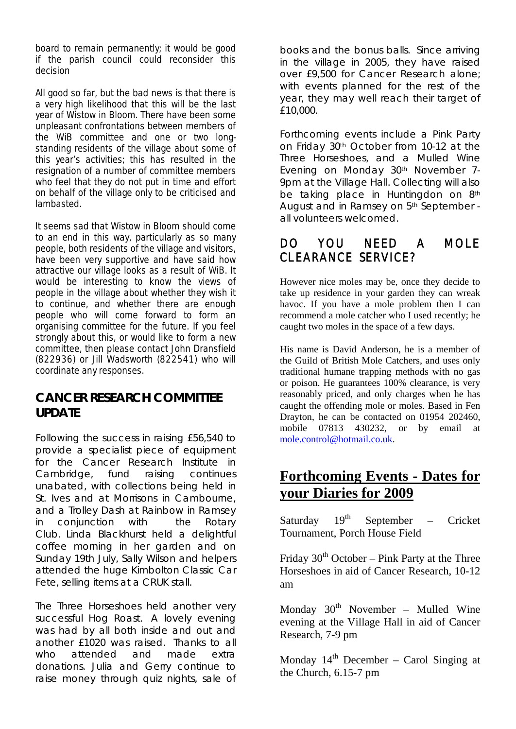board to remain permanently; it would be good if the parish council could reconsider this decision

All good so far, but the bad news is that there is a very high likelihood that this will be the last year of Wistow in Bloom. There have been some unpleasant confrontations between members of the WiB committee and one or two long-standing residents of the village about some of this year's activities; this has resulted in the resignation of a number of committee members who feel that they do not put in time and effort on behalf of the village only to be criticised and lambasted.

It seems sad that Wistow in Bloom should come to an end in this way, particularly as so many people, both residents of the village and visitors, have been very supportive and have said how attractive our village looks as a result of WiB. It would be interesting to know the views of people in the village about whether they wish it to continue, and whether there are enough people who will come forward to form an organising committee for the future. If you feel strongly about this, or would like to form a new committee, then please contact John Dransfield (822936) or Jill Wadsworth (822541) who will coordinate any responses.

## CANCER RESEARCH COMMITTEE UPDATE

Following the success in raising £56,540 to provide a specialist piece of equipment for the Cancer Research Institute in Cambridge, fund raising continues unabated, with collections being held in St. Ives and at Morrisons in Cambourne, and a Trolley Dash at Rainbow in Ramsey in conjunction with the Rotary Club. Linda Blackhurst held a delightful coffee morning in her garden and on Sunday 19th July, Sally Wilson and helpers attended the huge Kimbolton Classic Car Fete, selling items at a CRUK stall.

The Three Horseshoes held another very successful Hog Roast. A lovely evening was had by all both inside and out and another £1020 was raised. Thanks to all who attended and made extra donations. Julia and Gerry continue to raise money through quiz nights, sale of books and the bonus balls. Since arriving in the village in 2005, they have raised over £9,500 for Cancer Research alone; with events planned for the rest of the year, they may well reach their target of £10,000.

Forthcoming events include a Pink Party on Friday 30th October from 10-12 at the Three Horseshoes, and a Mulled Wine Evening on Monday 30th November 7-9pm at the Village Hall. Collecting will also be taking place in Huntingdon on 8th August and in Ramsey on 5th September - all volunteers welcomed.

## DO YOU NEED A MOLE CLEARANCE SERVICE?

However nice moles may be, once they decide to take up residence in your garden they can wreak havoc. If you have a mole problem then I can recommend a mole catcher who I used recently; he caught two moles in the space of a few days.

His name is David Anderson, he is a member of the Guild of British Mole Catchers, and uses only traditional humane trapping methods with no gas or poison. He guarantees 100% clearance, is very reasonably priced, and only charges when he has caught the offending mole or moles. Based in Fen Drayton, he can be contacted on 01954 202460, mobile 07813 430232, or by email at mole.control@hotmail.co.uk.

## Forthcoming Events - Dates for your Diaries for 2009

Saturday 19th September – Cricket Tournament, Porch House Field

Friday 30th October – Pink Party at the Three Horseshoes in aid of Cancer Research, 10-12 am

Monday 30th November – Mulled Wine evening at the Village Hall in aid of Cancer Research, 7-9 pm

Monday 14th December – Carol Singing at the Church, 6.15-7 pm